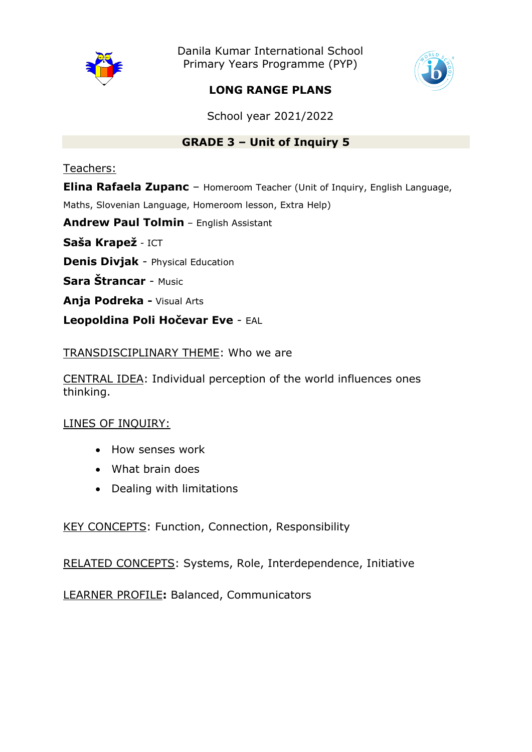Danila Kumar International School
Primary Years Programme (PYP)

# LONG RANGE PLANS

School year 2021/2022

## GRADE 3 – Unit of Inquiry 5

Teachers:

**Elina Rafaela Zupanc** – Homeroom Teacher (Unit of Inquiry, English Language, Maths, Slovenian Language, Homeroom lesson, Extra Help)

**Andrew Paul Tolmin** – English Assistant

**Saša Krapež** - ICT

**Denis Divjak** - Physical Education

**Sara Štrancar** - Music

**Anja Podreka -** Visual Arts

**Leopoldina Poli Hočevar Eve** - EAL

TRANSDISCIPLINARY THEME: Who we are

CENTRAL IDEA: Individual perception of the world influences ones thinking.

LINES OF INQUIRY:

- How senses work
- What brain does
- Dealing with limitations

KEY CONCEPTS: Function, Connection, Responsibility

RELATED CONCEPTS: Systems, Role, Interdependence, Initiative

LEARNER PROFILE**:** Balanced, Communicators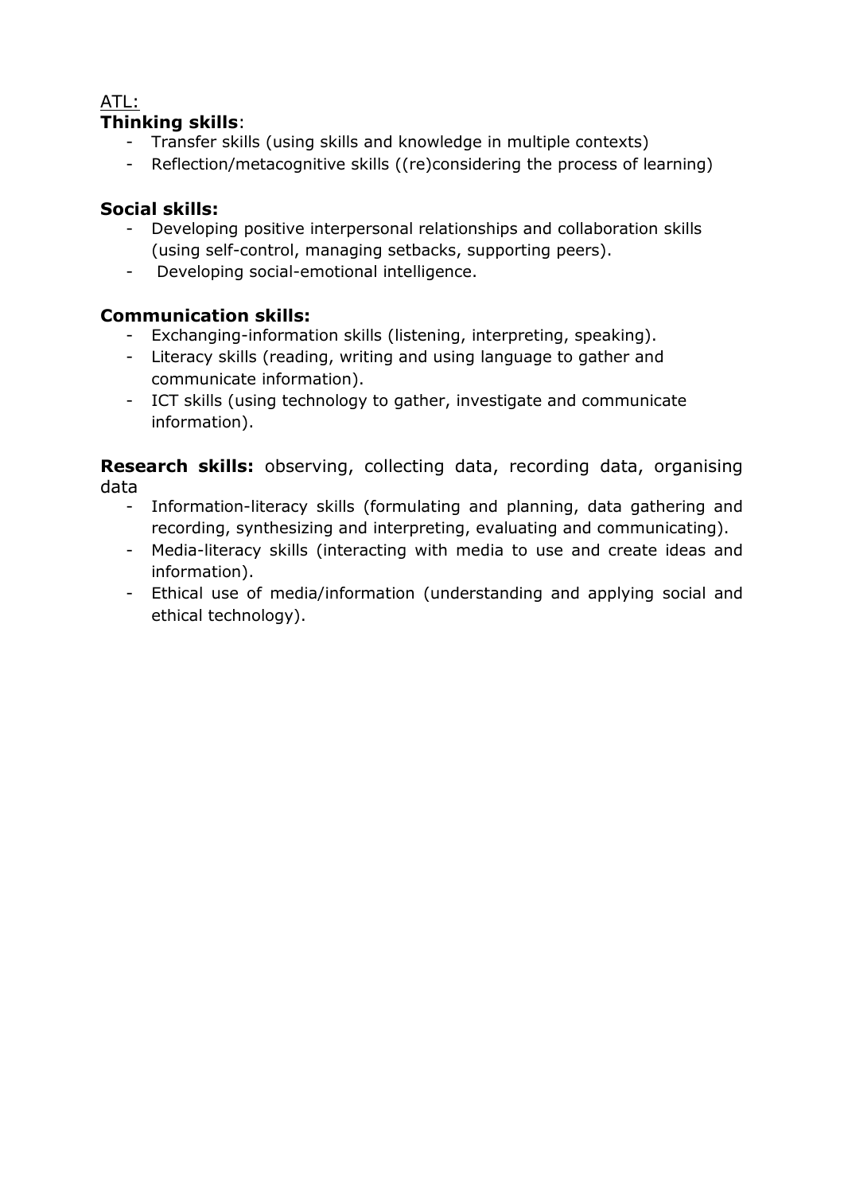ATL:

**Thinking skills**:

- Transfer skills (using skills and knowledge in multiple contexts)
- Reflection/metacognitive skills ((re)considering the process of learning)

**Social skills:**

- Developing positive interpersonal relationships and collaboration skills (using self-control, managing setbacks, supporting peers).
- Developing social-emotional intelligence.

**Communication skills:**

- Exchanging-information skills (listening, interpreting, speaking).
- Literacy skills (reading, writing and using language to gather and communicate information).
- ICT skills (using technology to gather, investigate and communicate information).

**Research skills:** observing, collecting data, recording data, organising data

- Information-literacy skills (formulating and planning, data gathering and recording, synthesizing and interpreting, evaluating and communicating).
- Media-literacy skills (interacting with media to use and create ideas and information).
- Ethical use of media/information (understanding and applying social and ethical technology).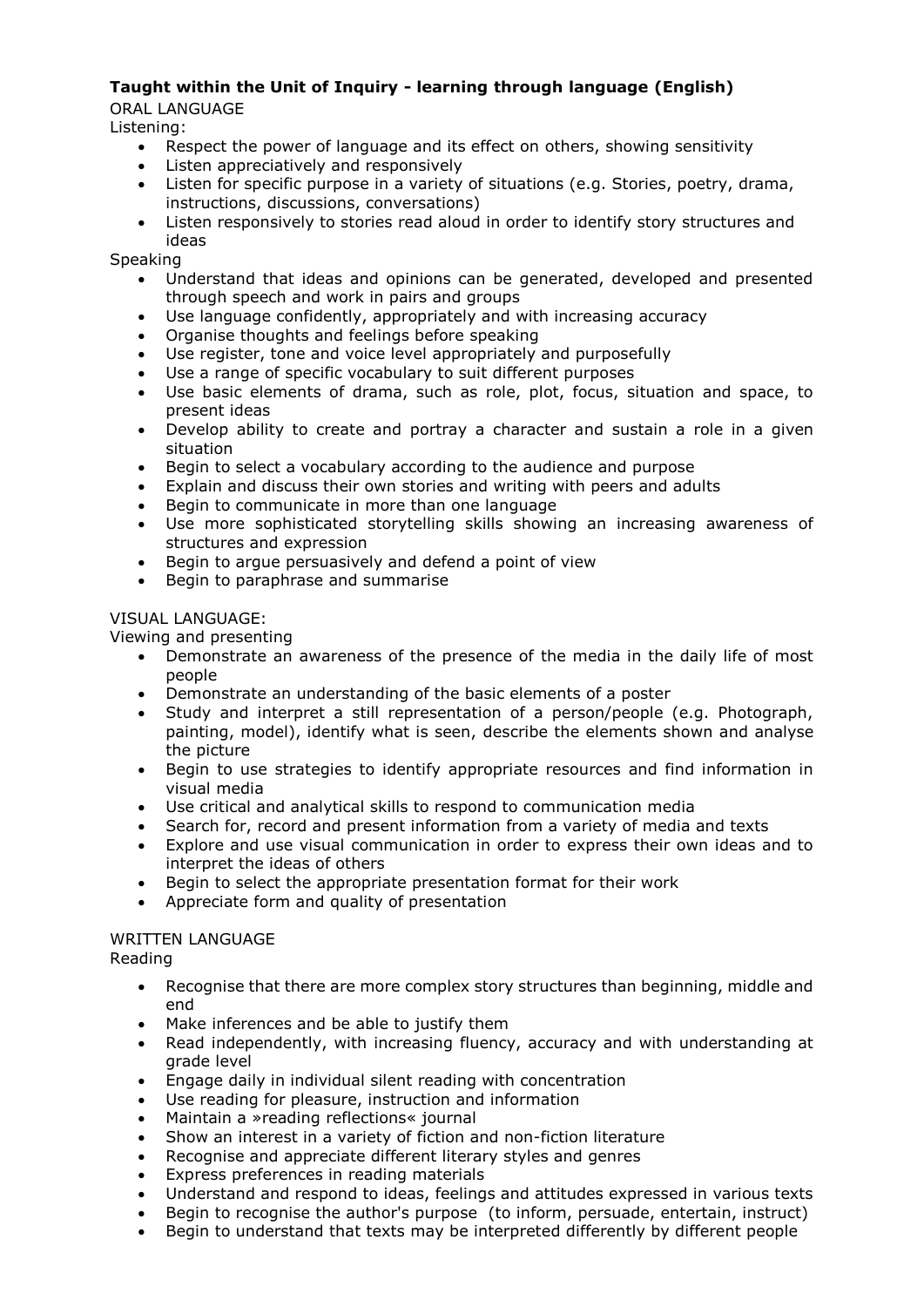**Taught within the Unit of Inquiry - learning through language (English)**

ORAL LANGUAGE

Listening:

- Respect the power of language and its effect on others, showing sensitivity
- Listen appreciatively and responsively
- Listen for specific purpose in a variety of situations (e.g. Stories, poetry, drama, instructions, discussions, conversations)
- Listen responsively to stories read aloud in order to identify story structures and ideas

Speaking

- Understand that ideas and opinions can be generated, developed and presented through speech and work in pairs and groups
- Use language confidently, appropriately and with increasing accuracy
- Organise thoughts and feelings before speaking
- Use register, tone and voice level appropriately and purposefully
- Use a range of specific vocabulary to suit different purposes
- Use basic elements of drama, such as role, plot, focus, situation and space, to present ideas
- Develop ability to create and portray a character and sustain a role in a given situation
- Begin to select a vocabulary according to the audience and purpose
- Explain and discuss their own stories and writing with peers and adults
- Begin to communicate in more than one language
- Use more sophisticated storytelling skills showing an increasing awareness of structures and expression
- Begin to argue persuasively and defend a point of view
- Begin to paraphrase and summarise

VISUAL LANGUAGE:

Viewing and presenting

- Demonstrate an awareness of the presence of the media in the daily life of most people
- Demonstrate an understanding of the basic elements of a poster
- Study and interpret a still representation of a person/people (e.g. Photograph, painting, model), identify what is seen, describe the elements shown and analyse the picture
- Begin to use strategies to identify appropriate resources and find information in visual media
- Use critical and analytical skills to respond to communication media
- Search for, record and present information from a variety of media and texts
- Explore and use visual communication in order to express their own ideas and to interpret the ideas of others
- Begin to select the appropriate presentation format for their work
- Appreciate form and quality of presentation

WRITTEN LANGUAGE

Reading

- Recognise that there are more complex story structures than beginning, middle and end
- Make inferences and be able to justify them
- Read independently, with increasing fluency, accuracy and with understanding at grade level
- Engage daily in individual silent reading with concentration
- Use reading for pleasure, instruction and information
- Maintain a »reading reflections« journal
- Show an interest in a variety of fiction and non-fiction literature
- Recognise and appreciate different literary styles and genres
- Express preferences in reading materials
- Understand and respond to ideas, feelings and attitudes expressed in various texts
- Begin to recognise the author's purpose (to inform, persuade, entertain, instruct)
- Begin to understand that texts may be interpreted differently by different people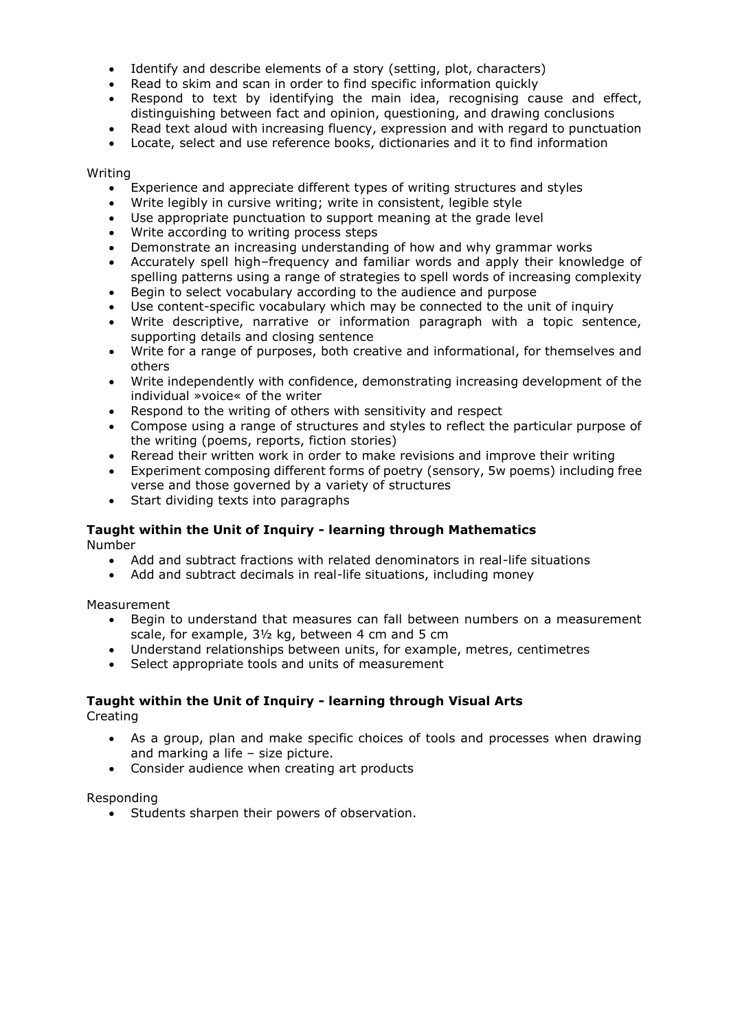- Identify and describe elements of a story (setting, plot, characters)
- Read to skim and scan in order to find specific information quickly
- Respond to text by identifying the main idea, recognising cause and effect, distinguishing between fact and opinion, questioning, and drawing conclusions
- Read text aloud with increasing fluency, expression and with regard to punctuation
- Locate, select and use reference books, dictionaries and it to find information

Writing

- Experience and appreciate different types of writing structures and styles
- Write legibly in cursive writing; write in consistent, legible style
- Use appropriate punctuation to support meaning at the grade level
- Write according to writing process steps
- Demonstrate an increasing understanding of how and why grammar works
- Accurately spell high–frequency and familiar words and apply their knowledge of spelling patterns using a range of strategies to spell words of increasing complexity
- Begin to select vocabulary according to the audience and purpose
- Use content-specific vocabulary which may be connected to the unit of inquiry
- Write descriptive, narrative or information paragraph with a topic sentence, supporting details and closing sentence
- Write for a range of purposes, both creative and informational, for themselves and others
- Write independently with confidence, demonstrating increasing development of the individual »voice« of the writer
- Respond to the writing of others with sensitivity and respect
- Compose using a range of structures and styles to reflect the particular purpose of the writing (poems, reports, fiction stories)
- Reread their written work in order to make revisions and improve their writing
- Experiment composing different forms of poetry (sensory, 5w poems) including free verse and those governed by a variety of structures
- Start dividing texts into paragraphs

**Taught within the Unit of Inquiry - learning through Mathematics**

Number

- Add and subtract fractions with related denominators in real-life situations
- Add and subtract decimals in real-life situations, including money

Measurement

- Begin to understand that measures can fall between numbers on a measurement scale, for example, 3½ kg, between 4 cm and 5 cm
- Understand relationships between units, for example, metres, centimetres
- Select appropriate tools and units of measurement

**Taught within the Unit of Inquiry - learning through Visual Arts**

Creating

- As a group, plan and make specific choices of tools and processes when drawing and marking a life – size picture.
- Consider audience when creating art products

Responding

- Students sharpen their powers of observation.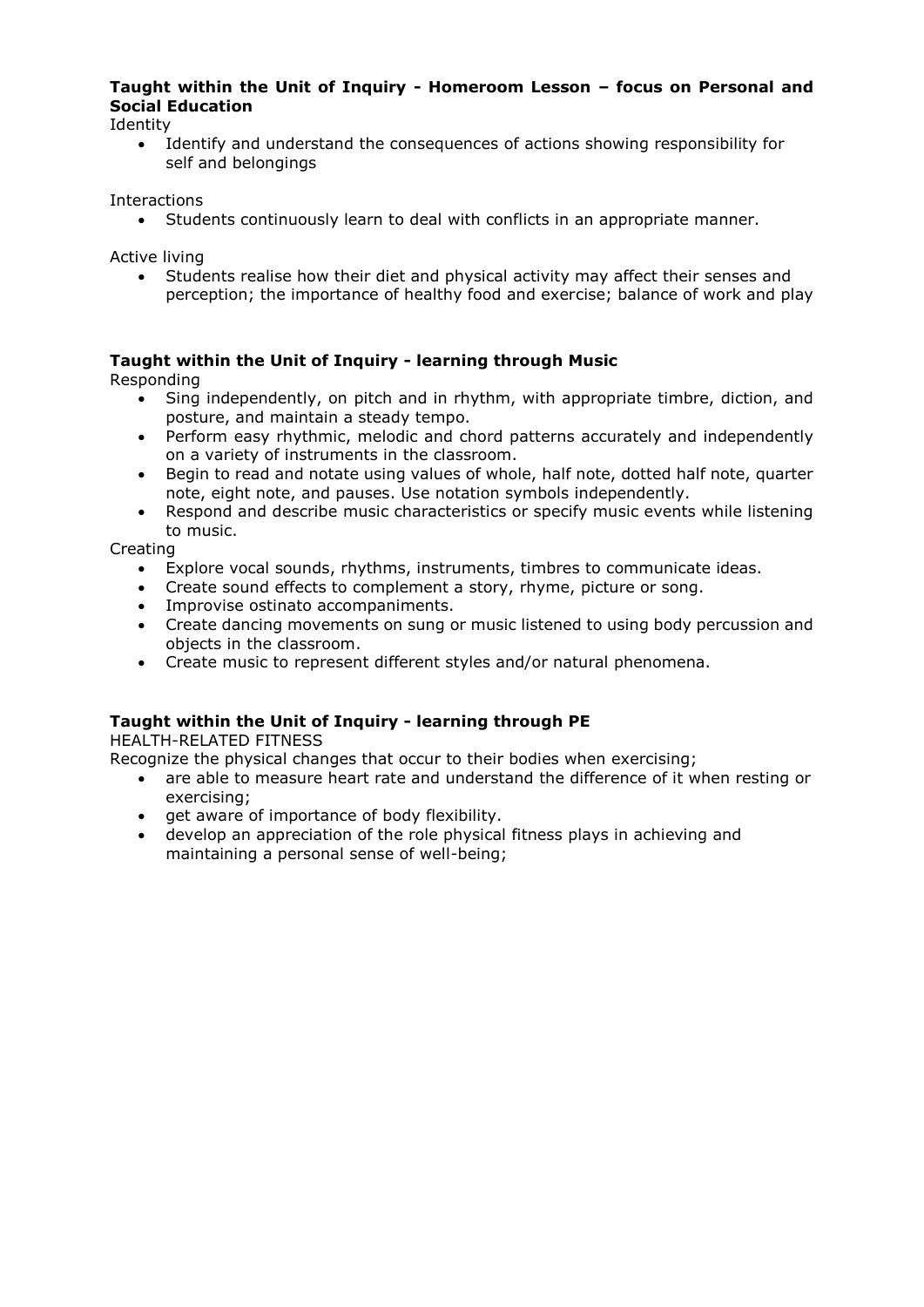**Taught within the Unit of Inquiry - Homeroom Lesson – focus on Personal and Social Education**

Identity

- Identify and understand the consequences of actions showing responsibility for self and belongings

Interactions

- Students continuously learn to deal with conflicts in an appropriate manner.

Active living

- Students realise how their diet and physical activity may affect their senses and perception; the importance of healthy food and exercise; balance of work and play

**Taught within the Unit of Inquiry - learning through Music**

Responding

- Sing independently, on pitch and in rhythm, with appropriate timbre, diction, and posture, and maintain a steady tempo.
- Perform easy rhythmic, melodic and chord patterns accurately and independently on a variety of instruments in the classroom.
- Begin to read and notate using values of whole, half note, dotted half note, quarter note, eight note, and pauses. Use notation symbols independently.
- Respond and describe music characteristics or specify music events while listening to music.

Creating

- Explore vocal sounds, rhythms, instruments, timbres to communicate ideas.
- Create sound effects to complement a story, rhyme, picture or song.
- Improvise ostinato accompaniments.
- Create dancing movements on sung or music listened to using body percussion and objects in the classroom.
- Create music to represent different styles and/or natural phenomena.

**Taught within the Unit of Inquiry - learning through PE**

HEALTH-RELATED FITNESS

Recognize the physical changes that occur to their bodies when exercising;

- are able to measure heart rate and understand the difference of it when resting or exercising;
- get aware of importance of body flexibility.
- develop an appreciation of the role physical fitness plays in achieving and maintaining a personal sense of well-being;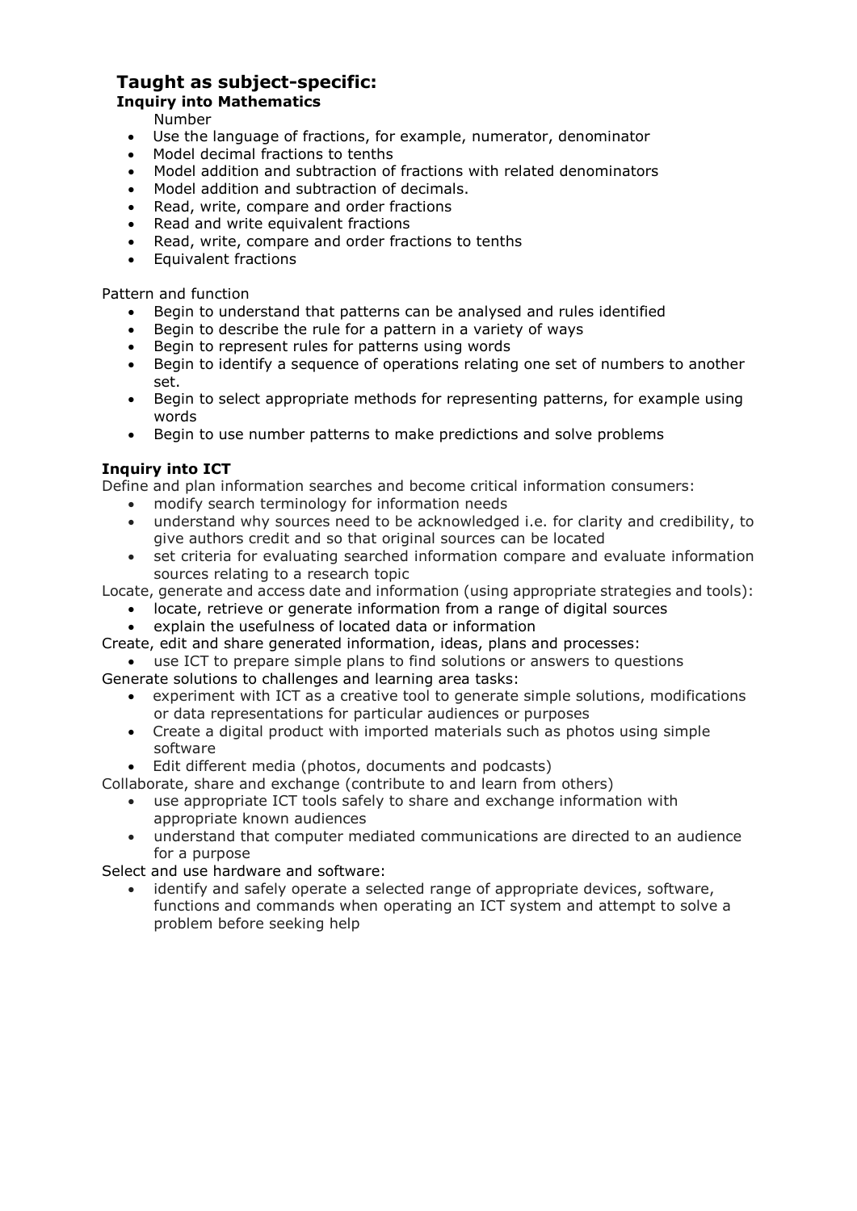## Taught as subject-specific:

### Inquiry into Mathematics

Number

- Use the language of fractions, for example, numerator, denominator
- Model decimal fractions to tenths
- Model addition and subtraction of fractions with related denominators
- Model addition and subtraction of decimals.
- Read, write, compare and order fractions
- Read and write equivalent fractions
- Read, write, compare and order fractions to tenths
- Equivalent fractions

Pattern and function

- Begin to understand that patterns can be analysed and rules identified
- Begin to describe the rule for a pattern in a variety of ways
- Begin to represent rules for patterns using words
- Begin to identify a sequence of operations relating one set of numbers to another set.
- Begin to select appropriate methods for representing patterns, for example using words
- Begin to use number patterns to make predictions and solve problems

### Inquiry into ICT

Define and plan information searches and become critical information consumers:

- modify search terminology for information needs
- understand why sources need to be acknowledged i.e. for clarity and credibility, to give authors credit and so that original sources can be located
- set criteria for evaluating searched information compare and evaluate information sources relating to a research topic

Locate, generate and access date and information (using appropriate strategies and tools):

- locate, retrieve or generate information from a range of digital sources
- explain the usefulness of located data or information

Create, edit and share generated information, ideas, plans and processes:

- use ICT to prepare simple plans to find solutions or answers to questions

Generate solutions to challenges and learning area tasks:

- experiment with ICT as a creative tool to generate simple solutions, modifications or data representations for particular audiences or purposes
- Create a digital product with imported materials such as photos using simple software
- Edit different media (photos, documents and podcasts)

Collaborate, share and exchange (contribute to and learn from others)

- use appropriate ICT tools safely to share and exchange information with appropriate known audiences
- understand that computer mediated communications are directed to an audience for a purpose

Select and use hardware and software:

- identify and safely operate a selected range of appropriate devices, software, functions and commands when operating an ICT system and attempt to solve a problem before seeking help